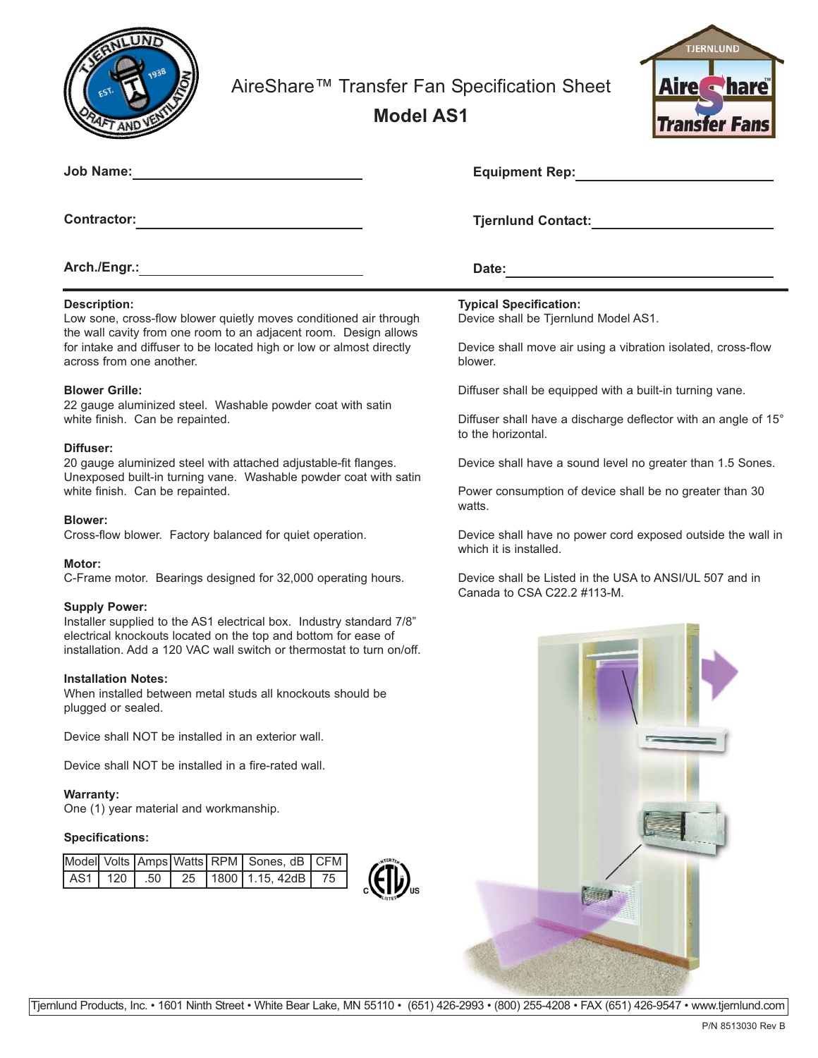# AireShare™ Transfer Fan Specification Sheet

## Model AS1

**Job Name:** ______________________________

**Contractor:** ______________________________

**Arch./Engr.:** ______________________________

**Equipment Rep:** ______________________________

**Tjernlund Contact:** ______________________________

**Date:** ______________________________

---

**Description:**
Low sone, cross-flow blower quietly moves conditioned air through the wall cavity from one room to an adjacent room. Design allows for intake and diffuser to be located high or low or almost directly across from one another.

**Blower Grille:**
22 gauge aluminized steel. Washable powder coat with satin white finish. Can be repainted.

**Diffuser:**
20 gauge aluminized steel with attached adjustable-fit flanges. Unexposed built-in turning vane. Washable powder coat with satin white finish. Can be repainted.

**Blower:**
Cross-flow blower. Factory balanced for quiet operation.

**Motor:**
C-Frame motor. Bearings designed for 32,000 operating hours.

**Supply Power:**
Installer supplied to the AS1 electrical box. Industry standard 7/8" electrical knockouts located on the top and bottom for ease of installation. Add a 120 VAC wall switch or thermostat to turn on/off.

**Installation Notes:**
When installed between metal studs all knockouts should be plugged or sealed.

Device shall NOT be installed in an exterior wall.

Device shall NOT be installed in a fire-rated wall.

**Warranty:**
One (1) year material and workmanship.

**Specifications:**

| Model | Volts | Amps | Watts | RPM | Sones, dB | CFM |
|---|---|---|---|---|---|---|
| AS1 | 120 | .50 | 25 | 1800 | 1.15, 42dB | 75 |

**Typical Specification:**
Device shall be Tjernlund Model AS1.

Device shall move air using a vibration isolated, cross-flow blower.

Diffuser shall be equipped with a built-in turning vane.

Diffuser shall have a discharge deflector with an angle of 15° to the horizontal.

Device shall have a sound level no greater than 1.5 Sones.

Power consumption of device shall be no greater than 30 watts.

Device shall have no power cord exposed outside the wall in which it is installed.

Device shall be Listed in the USA to ANSI/UL 507 and in Canada to CSA C22.2 #113-M.

Tjernlund Products, Inc. • 1601 Ninth Street • White Bear Lake, MN 55110 • (651) 426-2993 • (800) 255-4208 • FAX (651) 426-9547 • www.tjernlund.com

P/N 8513030 Rev B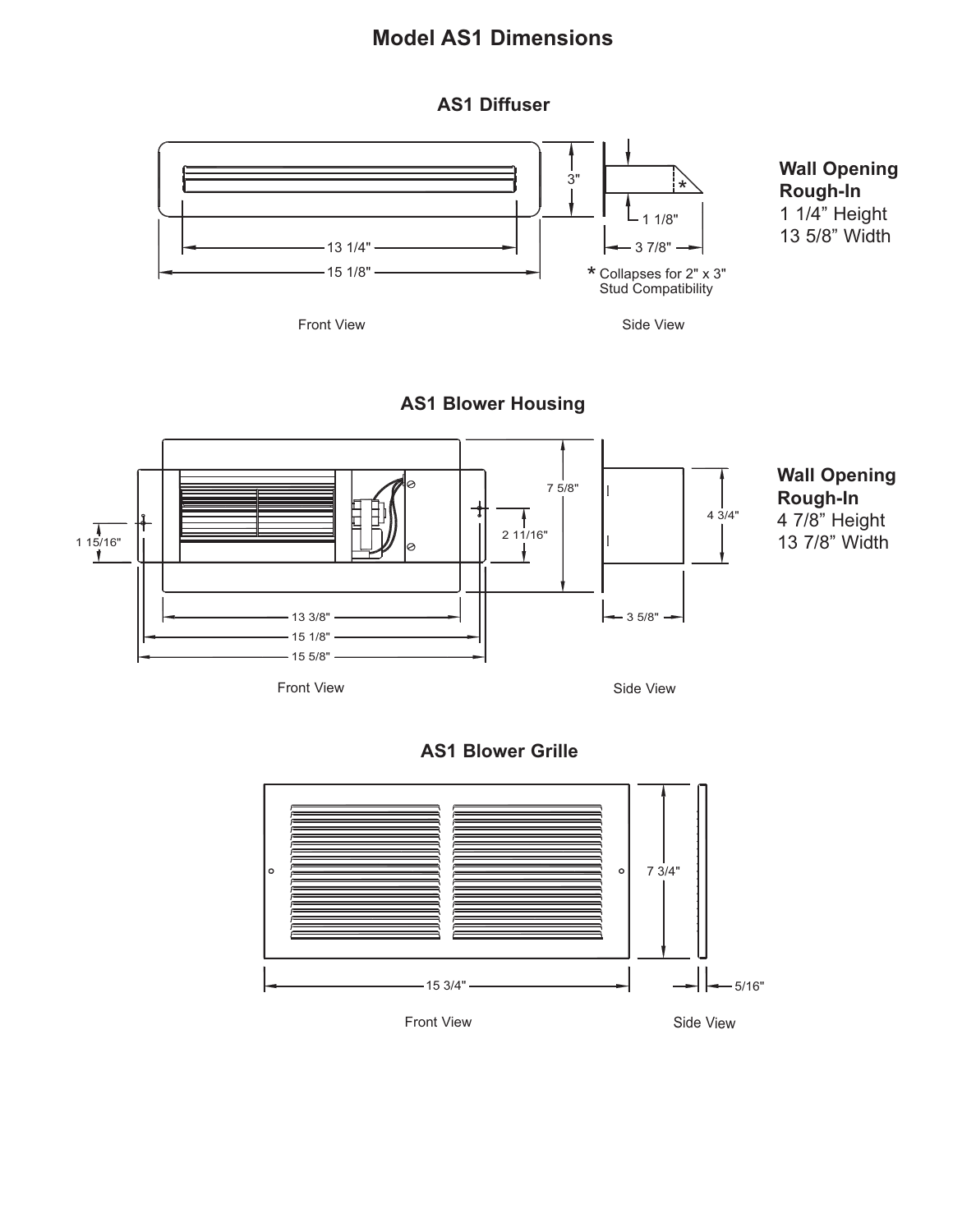# Model AS1 Dimensions

## AS1 Diffuser

3"

1 1/8"

13 1/4"

3 7/8"

15 1/8"

* Collapses for 2" x 3" Stud Compatibility

Front View

Side View

**Wall Opening Rough-In**
1 1/4” Height
13 5/8” Width

## AS1 Blower Housing

7 5/8"

4 3/4"

2 11/16"

1 15/16"

13 3/8"

15 1/8"

15 5/8"

3 5/8"

Front View

Side View

**Wall Opening Rough-In**
4 7/8” Height
13 7/8” Width

## AS1 Blower Grille

7 3/4"

15 3/4"

5/16"

Front View

Side View